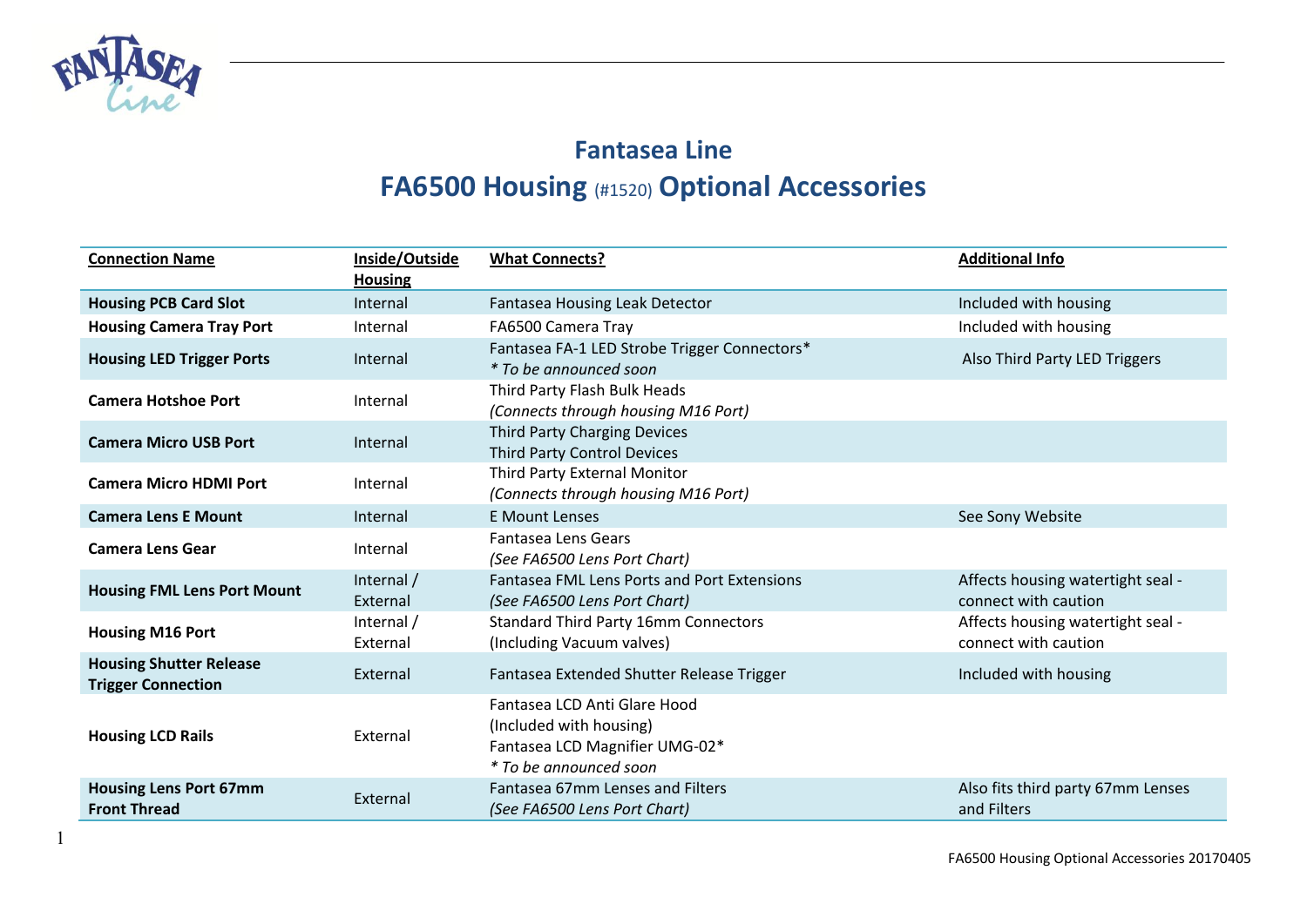# Fantasea Line

## FA6500 Housing (#1520) Optional Accessories

| Connection Name | Inside/Outside Housing | What Connects? | Additional Info |
|---|---|---|---|
| **Housing PCB Card Slot** | Internal | Fantasea Housing Leak Detector | Included with housing |
| **Housing Camera Tray Port** | Internal | FA6500 Camera Tray | Included with housing |
| **Housing LED Trigger Ports** | Internal | Fantasea FA-1 LED Strobe Trigger Connectors* <br> *\* To be announced soon* | Also Third Party LED Triggers |
| **Camera Hotshoe Port** | Internal | Third Party Flash Bulk Heads <br> *(Connects through housing M16 Port)* | |
| **Camera Micro USB Port** | Internal | Third Party Charging Devices <br> Third Party Control Devices | |
| **Camera Micro HDMI Port** | Internal | Third Party External Monitor <br> *(Connects through housing M16 Port)* | |
| **Camera Lens E Mount** | Internal | E Mount Lenses | See Sony Website |
| **Camera Lens Gear** | Internal | Fantasea Lens Gears <br> *(See FA6500 Lens Port Chart)* | |
| **Housing FML Lens Port Mount** | Internal / External | Fantasea FML Lens Ports and Port Extensions <br> *(See FA6500 Lens Port Chart)* | Affects housing watertight seal - connect with caution |
| **Housing M16 Port** | Internal / External | Standard Third Party 16mm Connectors <br> (Including Vacuum valves) | Affects housing watertight seal - connect with caution |
| **Housing Shutter Release Trigger Connection** | External | Fantasea Extended Shutter Release Trigger | Included with housing |
| **Housing LCD Rails** | External | Fantasea LCD Anti Glare Hood <br> (Included with housing) <br> Fantasea LCD Magnifier UMG-02* <br> *\* To be announced soon* | |
| **Housing Lens Port 67mm Front Thread** | External | Fantasea 67mm Lenses and Filters <br> *(See FA6500 Lens Port Chart)* | Also fits third party 67mm Lenses and Filters |

FA6500 Housing Optional Accessories 20170405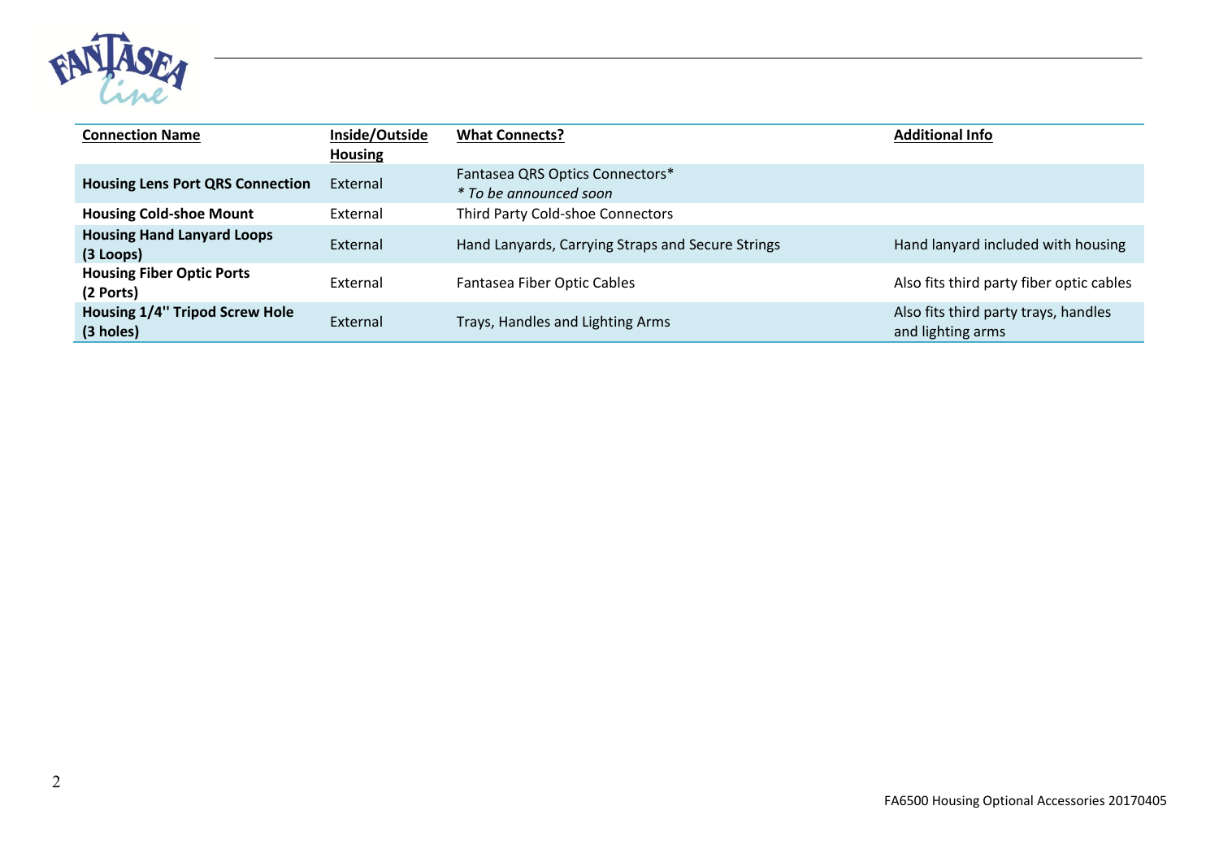| Connection Name | Inside/Outside Housing | What Connects? | Additional Info |
| --- | --- | --- | --- |
| **Housing Lens Port QRS Connection** | External | Fantasea QRS Optics Connectors*<br>*\* To be announced soon* | |
| **Housing Cold-shoe Mount** | External | Third Party Cold-shoe Connectors | |
| **Housing Hand Lanyard Loops (3 Loops)** | External | Hand Lanyards, Carrying Straps and Secure Strings | Hand lanyard included with housing |
| **Housing Fiber Optic Ports (2 Ports)** | External | Fantasea Fiber Optic Cables | Also fits third party fiber optic cables |
| **Housing 1/4" Tripod Screw Hole (3 holes)** | External | Trays, Handles and Lighting Arms | Also fits third party trays, handles and lighting arms |